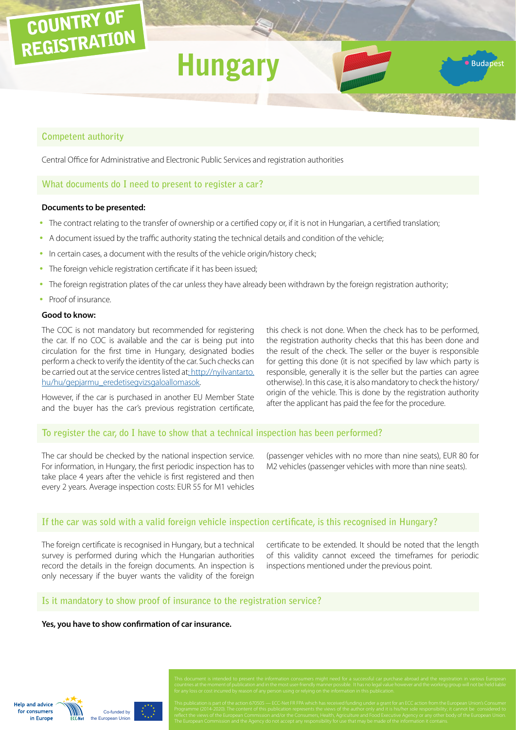COUNTRY OF REGISTRATION

# Hungary

Budapest

## Competent authority

Central Office for Administrative and Electronic Public Services and registration authorities

## What documents do I need to present to register a car?

**Documents to be presented:**

- The contract relating to the transfer of ownership or a certified copy or, if it is not in Hungarian, a certified translation;
- A document issued by the traffic authority stating the technical details and condition of the vehicle;
- In certain cases, a document with the results of the vehicle origin/history check;
- The foreign vehicle registration certificate if it has been issued;
- The foreign registration plates of the car unless they have already been withdrawn by the foreign registration authority;
- Proof of insurance.

**Good to know:**

The COC is not mandatory but recommended for registering the car. If no COC is available and the car is being put into circulation for the first time in Hungary, designated bodies perform a check to verify the identity of the car. Such checks can be carried out at the service centres listed at: http://nyilvantarto.hu/hu/gepjarmu_eredetisegvizsgaloallomasok.

However, if the car is purchased in another EU Member State and the buyer has the car's previous registration certificate, this check is not done. When the check has to be performed, the registration authority checks that this has been done and the result of the check. The seller or the buyer is responsible for getting this done (it is not specified by law which party is responsible, generally it is the seller but the parties can agree otherwise). In this case, it is also mandatory to check the history/origin of the vehicle. This is done by the registration authority after the applicant has paid the fee for the procedure.

## To register the car, do I have to show that a technical inspection has been performed?

The car should be checked by the national inspection service. For information, in Hungary, the first periodic inspection has to take place 4 years after the vehicle is first registered and then every 2 years. Average inspection costs: EUR 55 for M1 vehicles (passenger vehicles with no more than nine seats), EUR 80 for M2 vehicles (passenger vehicles with more than nine seats).

## If the car was sold with a valid foreign vehicle inspection certificate, is this recognised in Hungary?

The foreign certificate is recognised in Hungary, but a technical survey is performed during which the Hungarian authorities record the details in the foreign documents. An inspection is only necessary if the buyer wants the validity of the foreign certificate to be extended. It should be noted that the length of this validity cannot exceed the timeframes for periodic inspections mentioned under the previous point.

## Is it mandatory to show proof of insurance to the registration service?

**Yes, you have to show confirmation of car insurance.**

This document is intended to present the information consumers might need for a successful car purchase abroad and the registration in various European countries at the moment of publication and in the most user-friendly manner possible. It has no legal value however and the working group will not be held liable for any loss or cost incurred by reason of any person using or relying on the information in this publication.

This publication is part of the action 670505 — ECC-Net FR FPA which has received funding under a grant for an ECC action from the European Union's Consumer Programme (2014-2020). The content of this publication represents the views of the author only and it is his/her sole responsibility; it cannot be considered to reflect the views of the European Commission and/or the Consumers, Health, Agriculture and Food Executive Agency or any other body of the European Union. The European Commission and the Agency do not accept any responsibility for use that may be made of the information it contains.

Help and advice for consumers in Europe — ECC-Net — Co-funded by the European Union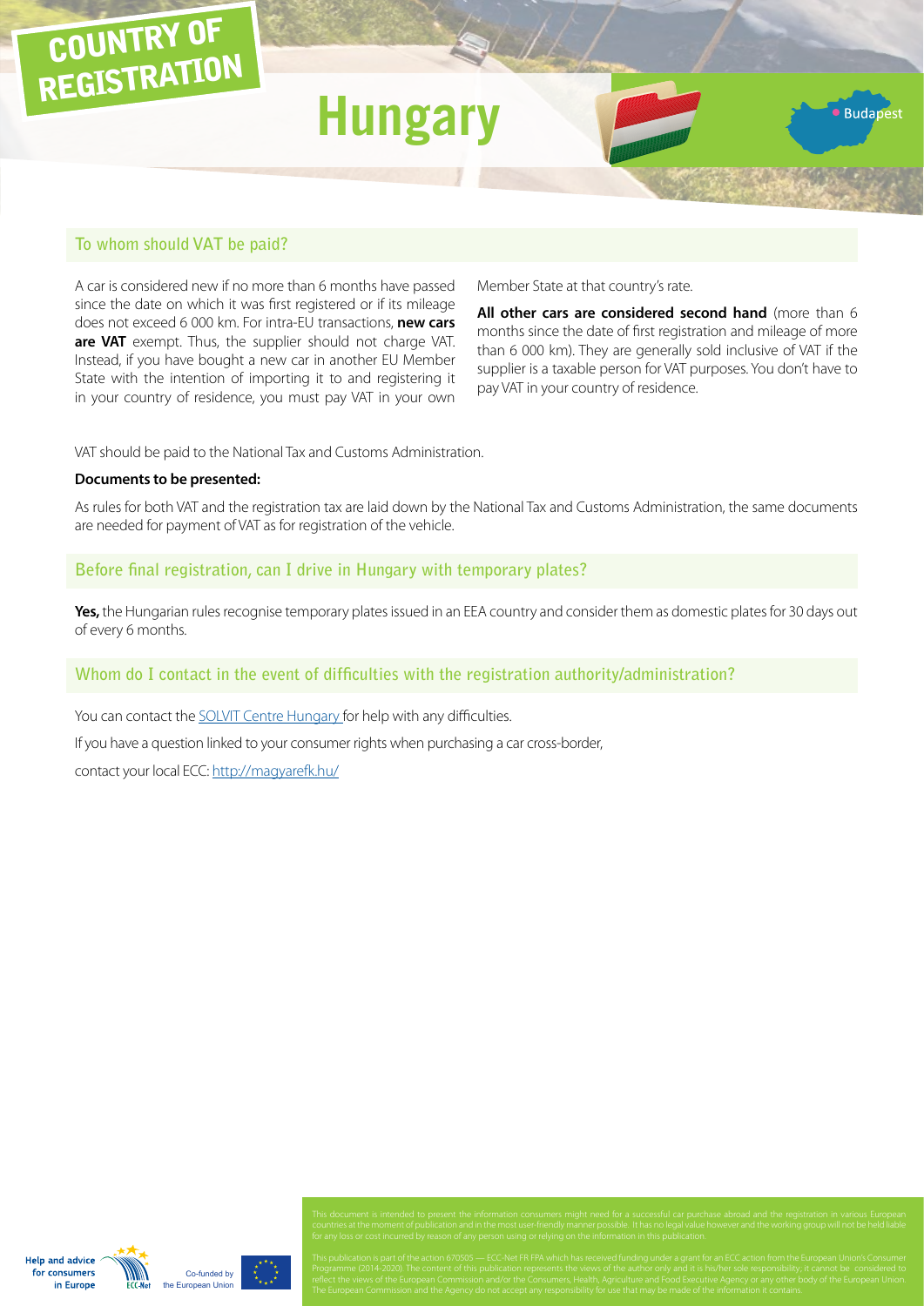# COUNTRY OF REGISTRATION

# Hungary

Budapest

## To whom should VAT be paid?

A car is considered new if no more than 6 months have passed since the date on which it was first registered or if its mileage does not exceed 6 000 km. For intra-EU transactions, **new cars are VAT** exempt. Thus, the supplier should not charge VAT. Instead, if you have bought a new car in another EU Member State with the intention of importing it to and registering it in your country of residence, you must pay VAT in your own Member State at that country's rate.

**All other cars are considered second hand** (more than 6 months since the date of first registration and mileage of more than 6 000 km). They are generally sold inclusive of VAT if the supplier is a taxable person for VAT purposes. You don't have to pay VAT in your country of residence.

VAT should be paid to the National Tax and Customs Administration.

**Documents to be presented:**

As rules for both VAT and the registration tax are laid down by the National Tax and Customs Administration, the same documents are needed for payment of VAT as for registration of the vehicle.

## Before final registration, can I drive in Hungary with temporary plates?

**Yes,** the Hungarian rules recognise temporary plates issued in an EEA country and consider them as domestic plates for 30 days out of every 6 months.

## Whom do I contact in the event of difficulties with the registration authority/administration?

You can contact the SOLVIT Centre Hungary for help with any difficulties.

If you have a question linked to your consumer rights when purchasing a car cross-border,

contact your local ECC: http://magyarefk.hu/

Help and advice for consumers in Europe

ECC-Net

Co-funded by the European Union

This document is intended to present the information consumers might need for a successful car purchase abroad and the registration in various European countries at the moment of publication and in the most user-friendly manner possible. It has no legal value however and the working group will not be held liable for any loss or cost incurred by reason of any person using or relying on the information in this publication.

This publication is part of the action 670505 — ECC-Net FR FPA which has received funding under a grant for an ECC action from the European Union's Consumer Programme (2014-2020). The content of this publication represents the views of the author only and it is his/her sole responsibility; it cannot be considered to reflect the views of the European Commission and/or the Consumers, Health, Agriculture and Food Executive Agency or any other body of the European Union. The European Commission and the Agency do not accept any responsibility for use that may be made of the information it contains.